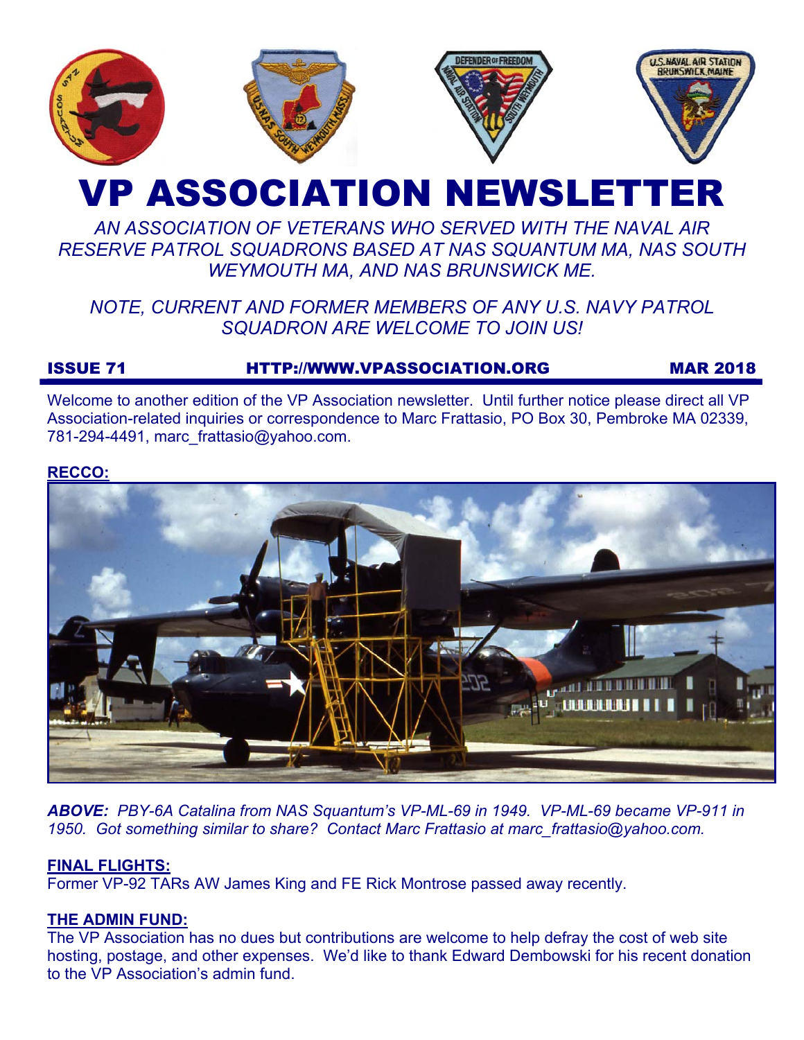# VP ASSOCIATION NEWSLETTER

*AN ASSOCIATION OF VETERANS WHO SERVED WITH THE NAVAL AIR RESERVE PATROL SQUADRONS BASED AT NAS SQUANTUM MA, NAS SOUTH WEYMOUTH MA, AND NAS BRUNSWICK ME.*

*NOTE, CURRENT AND FORMER MEMBERS OF ANY U.S. NAVY PATROL SQUADRON ARE WELCOME TO JOIN US!*

**ISSUE 71** **HTTP://WWW.VPASSOCIATION.ORG** **MAR 2018**

Welcome to another edition of the VP Association newsletter. Until further notice please direct all VP Association-related inquiries or correspondence to Marc Frattasio, PO Box 30, Pembroke MA 02339, 781-294-4491, marc_frattasio@yahoo.com.

## RECCO:

***ABOVE:*** *PBY-6A Catalina from NAS Squantum's VP-ML-69 in 1949. VP-ML-69 became VP-911 in 1950. Got something similar to share? Contact Marc Frattasio at marc_frattasio@yahoo.com.*

## FINAL FLIGHTS:

Former VP-92 TARs AW James King and FE Rick Montrose passed away recently.

## THE ADMIN FUND:

The VP Association has no dues but contributions are welcome to help defray the cost of web site hosting, postage, and other expenses. We'd like to thank Edward Dembowski for his recent donation to the VP Association's admin fund.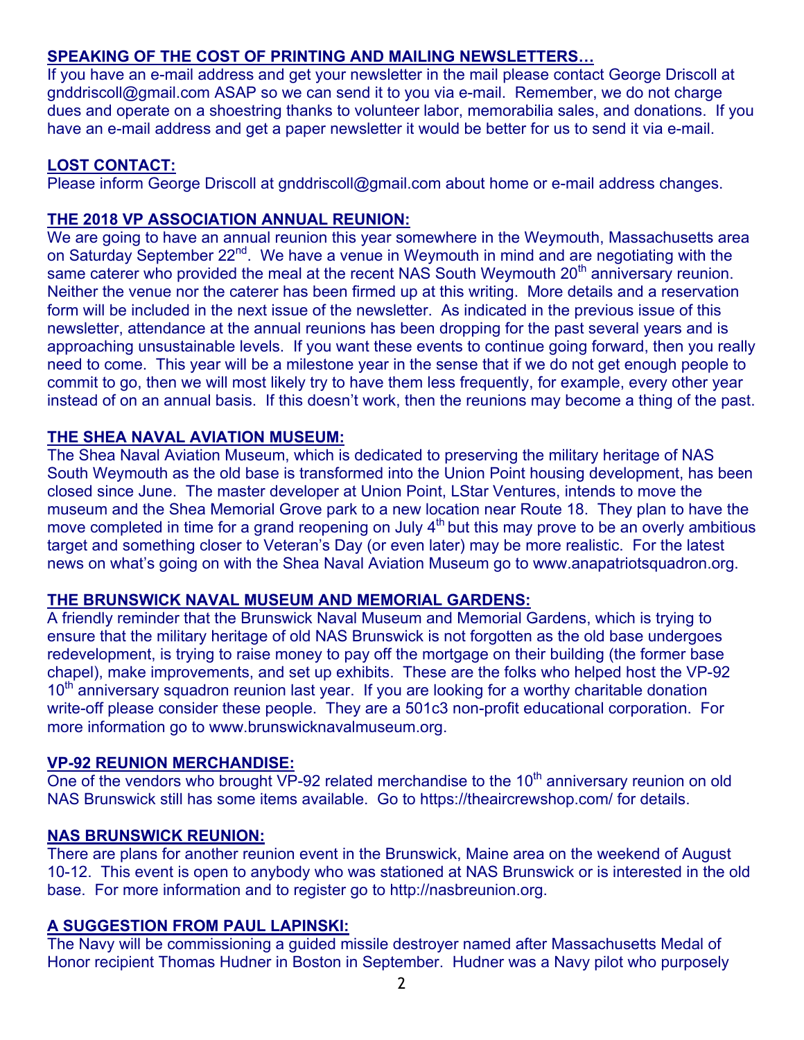## SPEAKING OF THE COST OF PRINTING AND MAILING NEWSLETTERS…

If you have an e-mail address and get your newsletter in the mail please contact George Driscoll at gnddriscoll@gmail.com ASAP so we can send it to you via e-mail. Remember, we do not charge dues and operate on a shoestring thanks to volunteer labor, memorabilia sales, and donations. If you have an e-mail address and get a paper newsletter it would be better for us to send it via e-mail.

## LOST CONTACT:

Please inform George Driscoll at gnddriscoll@gmail.com about home or e-mail address changes.

## THE 2018 VP ASSOCIATION ANNUAL REUNION:

We are going to have an annual reunion this year somewhere in the Weymouth, Massachusetts area on Saturday September 22nd. We have a venue in Weymouth in mind and are negotiating with the same caterer who provided the meal at the recent NAS South Weymouth 20th anniversary reunion. Neither the venue nor the caterer has been firmed up at this writing. More details and a reservation form will be included in the next issue of the newsletter. As indicated in the previous issue of this newsletter, attendance at the annual reunions has been dropping for the past several years and is approaching unsustainable levels. If you want these events to continue going forward, then you really need to come. This year will be a milestone year in the sense that if we do not get enough people to commit to go, then we will most likely try to have them less frequently, for example, every other year instead of on an annual basis. If this doesn't work, then the reunions may become a thing of the past.

## THE SHEA NAVAL AVIATION MUSEUM:

The Shea Naval Aviation Museum, which is dedicated to preserving the military heritage of NAS South Weymouth as the old base is transformed into the Union Point housing development, has been closed since June. The master developer at Union Point, LStar Ventures, intends to move the museum and the Shea Memorial Grove park to a new location near Route 18. They plan to have the move completed in time for a grand reopening on July 4th but this may prove to be an overly ambitious target and something closer to Veteran's Day (or even later) may be more realistic. For the latest news on what's going on with the Shea Naval Aviation Museum go to www.anapatriotsquadron.org.

## THE BRUNSWICK NAVAL MUSEUM AND MEMORIAL GARDENS:

A friendly reminder that the Brunswick Naval Museum and Memorial Gardens, which is trying to ensure that the military heritage of old NAS Brunswick is not forgotten as the old base undergoes redevelopment, is trying to raise money to pay off the mortgage on their building (the former base chapel), make improvements, and set up exhibits. These are the folks who helped host the VP-92 10th anniversary squadron reunion last year. If you are looking for a worthy charitable donation write-off please consider these people. They are a 501c3 non-profit educational corporation. For more information go to www.brunswicknavalmuseum.org.

## VP-92 REUNION MERCHANDISE:

One of the vendors who brought VP-92 related merchandise to the 10th anniversary reunion on old NAS Brunswick still has some items available. Go to https://theaircrewshop.com/ for details.

## NAS BRUNSWICK REUNION:

There are plans for another reunion event in the Brunswick, Maine area on the weekend of August 10-12. This event is open to anybody who was stationed at NAS Brunswick or is interested in the old base. For more information and to register go to http://nasbreunion.org.

## A SUGGESTION FROM PAUL LAPINSKI:

The Navy will be commissioning a guided missile destroyer named after Massachusetts Medal of Honor recipient Thomas Hudner in Boston in September. Hudner was a Navy pilot who purposely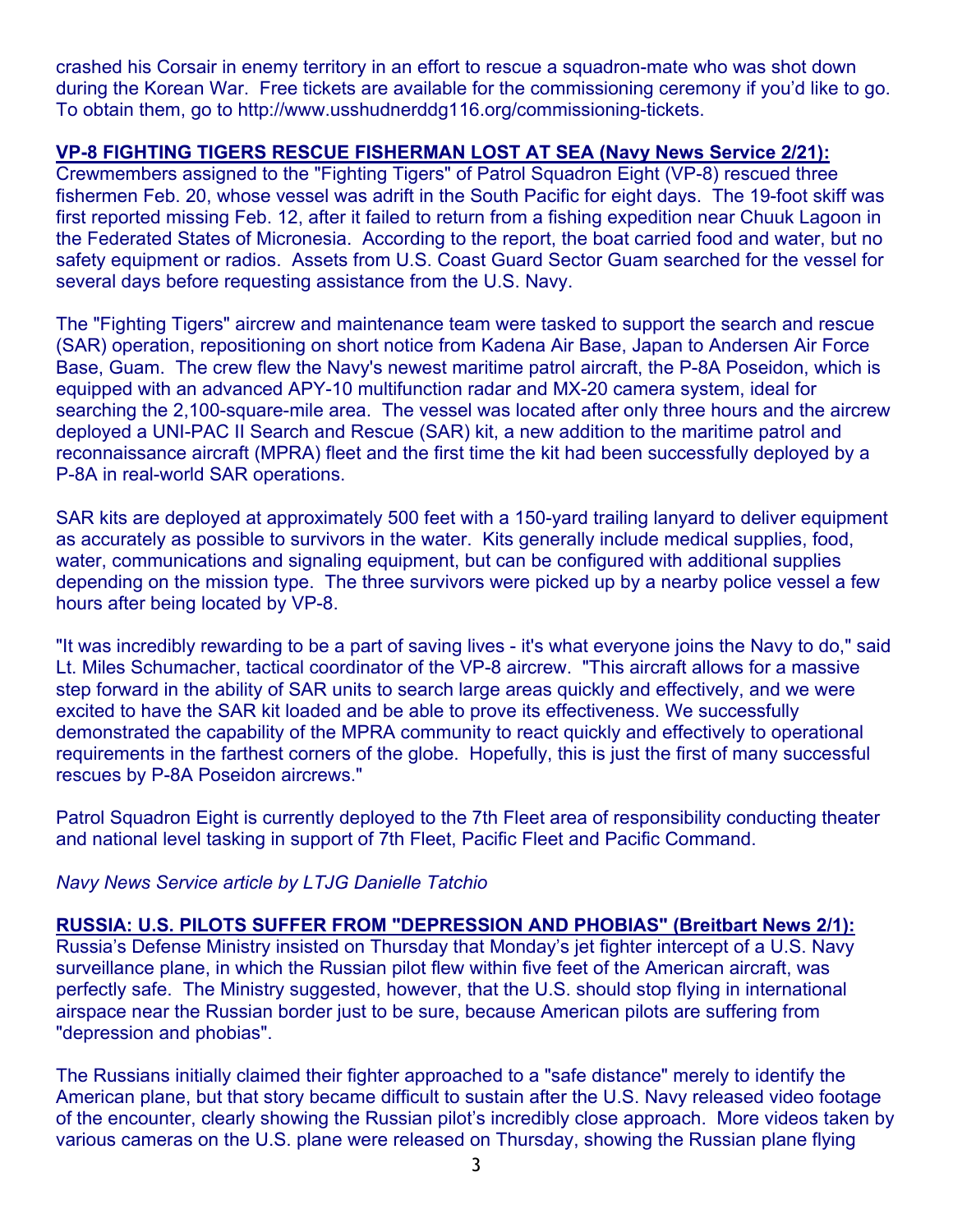crashed his Corsair in enemy territory in an effort to rescue a squadron-mate who was shot down during the Korean War. Free tickets are available for the commissioning ceremony if you'd like to go. To obtain them, go to http://www.usshudnerddg116.org/commissioning-tickets.

**VP-8 FIGHTING TIGERS RESCUE FISHERMAN LOST AT SEA (Navy News Service 2/21):**
Crewmembers assigned to the "Fighting Tigers" of Patrol Squadron Eight (VP-8) rescued three fishermen Feb. 20, whose vessel was adrift in the South Pacific for eight days. The 19-foot skiff was first reported missing Feb. 12, after it failed to return from a fishing expedition near Chuuk Lagoon in the Federated States of Micronesia. According to the report, the boat carried food and water, but no safety equipment or radios. Assets from U.S. Coast Guard Sector Guam searched for the vessel for several days before requesting assistance from the U.S. Navy.

The "Fighting Tigers" aircrew and maintenance team were tasked to support the search and rescue (SAR) operation, repositioning on short notice from Kadena Air Base, Japan to Andersen Air Force Base, Guam. The crew flew the Navy's newest maritime patrol aircraft, the P-8A Poseidon, which is equipped with an advanced APY-10 multifunction radar and MX-20 camera system, ideal for searching the 2,100-square-mile area. The vessel was located after only three hours and the aircrew deployed a UNI-PAC II Search and Rescue (SAR) kit, a new addition to the maritime patrol and reconnaissance aircraft (MPRA) fleet and the first time the kit had been successfully deployed by a P-8A in real-world SAR operations.

SAR kits are deployed at approximately 500 feet with a 150-yard trailing lanyard to deliver equipment as accurately as possible to survivors in the water. Kits generally include medical supplies, food, water, communications and signaling equipment, but can be configured with additional supplies depending on the mission type. The three survivors were picked up by a nearby police vessel a few hours after being located by VP-8.

"It was incredibly rewarding to be a part of saving lives - it's what everyone joins the Navy to do," said Lt. Miles Schumacher, tactical coordinator of the VP-8 aircrew. "This aircraft allows for a massive step forward in the ability of SAR units to search large areas quickly and effectively, and we were excited to have the SAR kit loaded and be able to prove its effectiveness. We successfully demonstrated the capability of the MPRA community to react quickly and effectively to operational requirements in the farthest corners of the globe. Hopefully, this is just the first of many successful rescues by P-8A Poseidon aircrews."

Patrol Squadron Eight is currently deployed to the 7th Fleet area of responsibility conducting theater and national level tasking in support of 7th Fleet, Pacific Fleet and Pacific Command.

*Navy News Service article by LTJG Danielle Tatchio*

**RUSSIA: U.S. PILOTS SUFFER FROM "DEPRESSION AND PHOBIAS" (Breitbart News 2/1):**
Russia's Defense Ministry insisted on Thursday that Monday's jet fighter intercept of a U.S. Navy surveillance plane, in which the Russian pilot flew within five feet of the American aircraft, was perfectly safe. The Ministry suggested, however, that the U.S. should stop flying in international airspace near the Russian border just to be sure, because American pilots are suffering from "depression and phobias".

The Russians initially claimed their fighter approached to a "safe distance" merely to identify the American plane, but that story became difficult to sustain after the U.S. Navy released video footage of the encounter, clearly showing the Russian pilot's incredibly close approach. More videos taken by various cameras on the U.S. plane were released on Thursday, showing the Russian plane flying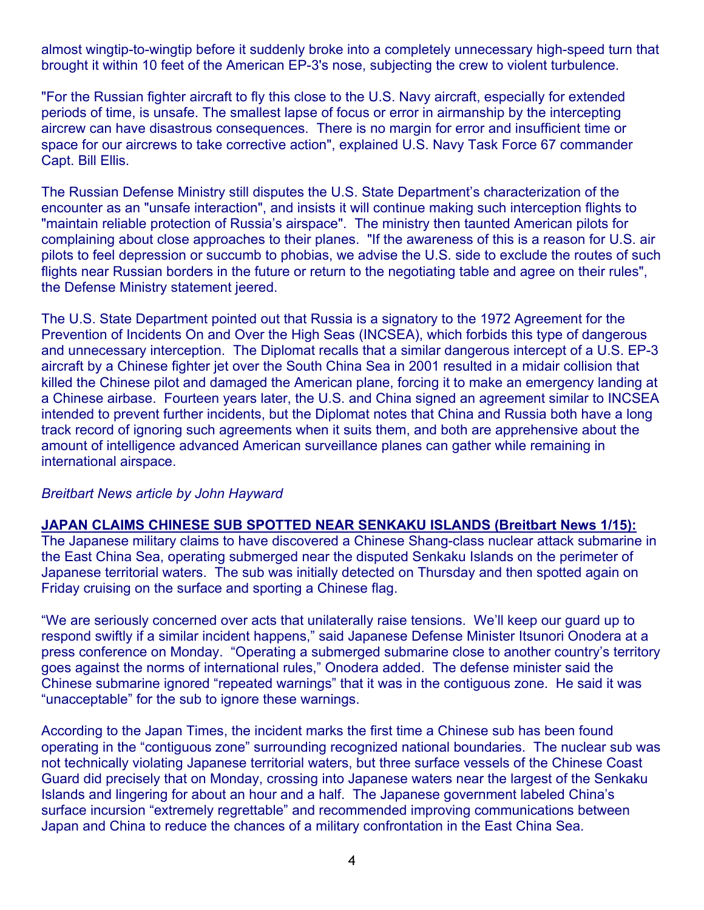almost wingtip-to-wingtip before it suddenly broke into a completely unnecessary high-speed turn that brought it within 10 feet of the American EP-3's nose, subjecting the crew to violent turbulence.

"For the Russian fighter aircraft to fly this close to the U.S. Navy aircraft, especially for extended periods of time, is unsafe. The smallest lapse of focus or error in airmanship by the intercepting aircrew can have disastrous consequences. There is no margin for error and insufficient time or space for our aircrews to take corrective action", explained U.S. Navy Task Force 67 commander Capt. Bill Ellis.

The Russian Defense Ministry still disputes the U.S. State Department's characterization of the encounter as an "unsafe interaction", and insists it will continue making such interception flights to "maintain reliable protection of Russia's airspace". The ministry then taunted American pilots for complaining about close approaches to their planes. "If the awareness of this is a reason for U.S. air pilots to feel depression or succumb to phobias, we advise the U.S. side to exclude the routes of such flights near Russian borders in the future or return to the negotiating table and agree on their rules", the Defense Ministry statement jeered.

The U.S. State Department pointed out that Russia is a signatory to the 1972 Agreement for the Prevention of Incidents On and Over the High Seas (INCSEA), which forbids this type of dangerous and unnecessary interception. The Diplomat recalls that a similar dangerous intercept of a U.S. EP-3 aircraft by a Chinese fighter jet over the South China Sea in 2001 resulted in a midair collision that killed the Chinese pilot and damaged the American plane, forcing it to make an emergency landing at a Chinese airbase. Fourteen years later, the U.S. and China signed an agreement similar to INCSEA intended to prevent further incidents, but the Diplomat notes that China and Russia both have a long track record of ignoring such agreements when it suits them, and both are apprehensive about the amount of intelligence advanced American surveillance planes can gather while remaining in international airspace.

*Breitbart News article by John Hayward*

**JAPAN CLAIMS CHINESE SUB SPOTTED NEAR SENKAKU ISLANDS (Breitbart News 1/15):** The Japanese military claims to have discovered a Chinese Shang-class nuclear attack submarine in the East China Sea, operating submerged near the disputed Senkaku Islands on the perimeter of Japanese territorial waters. The sub was initially detected on Thursday and then spotted again on Friday cruising on the surface and sporting a Chinese flag.

"We are seriously concerned over acts that unilaterally raise tensions. We'll keep our guard up to respond swiftly if a similar incident happens," said Japanese Defense Minister Itsunori Onodera at a press conference on Monday. "Operating a submerged submarine close to another country's territory goes against the norms of international rules," Onodera added. The defense minister said the Chinese submarine ignored "repeated warnings" that it was in the contiguous zone. He said it was "unacceptable" for the sub to ignore these warnings.

According to the Japan Times, the incident marks the first time a Chinese sub has been found operating in the "contiguous zone" surrounding recognized national boundaries. The nuclear sub was not technically violating Japanese territorial waters, but three surface vessels of the Chinese Coast Guard did precisely that on Monday, crossing into Japanese waters near the largest of the Senkaku Islands and lingering for about an hour and a half. The Japanese government labeled China's surface incursion "extremely regrettable" and recommended improving communications between Japan and China to reduce the chances of a military confrontation in the East China Sea.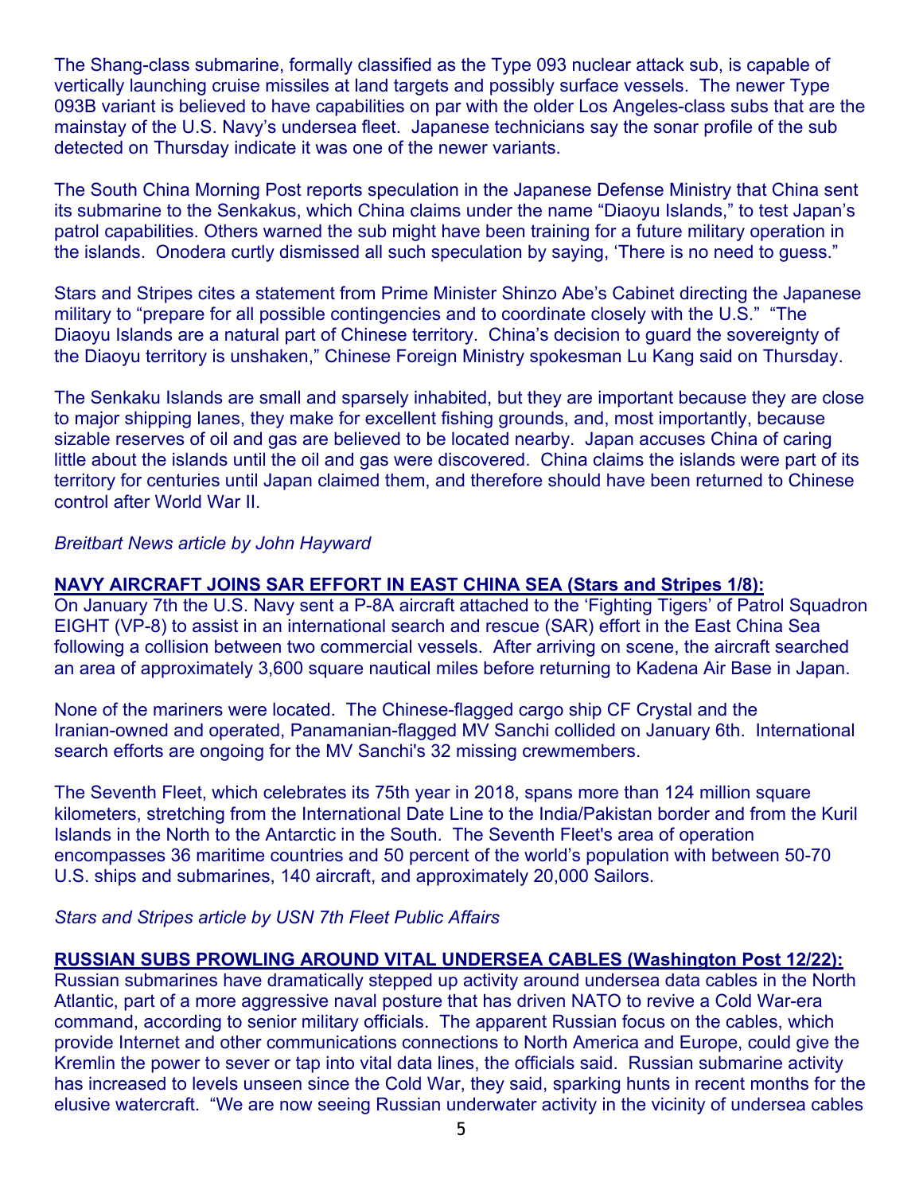The Shang-class submarine, formally classified as the Type 093 nuclear attack sub, is capable of vertically launching cruise missiles at land targets and possibly surface vessels. The newer Type 093B variant is believed to have capabilities on par with the older Los Angeles-class subs that are the mainstay of the U.S. Navy's undersea fleet. Japanese technicians say the sonar profile of the sub detected on Thursday indicate it was one of the newer variants.

The South China Morning Post reports speculation in the Japanese Defense Ministry that China sent its submarine to the Senkakus, which China claims under the name "Diaoyu Islands," to test Japan's patrol capabilities. Others warned the sub might have been training for a future military operation in the islands. Onodera curtly dismissed all such speculation by saying, 'There is no need to guess."

Stars and Stripes cites a statement from Prime Minister Shinzo Abe's Cabinet directing the Japanese military to "prepare for all possible contingencies and to coordinate closely with the U.S." "The Diaoyu Islands are a natural part of Chinese territory. China's decision to guard the sovereignty of the Diaoyu territory is unshaken," Chinese Foreign Ministry spokesman Lu Kang said on Thursday.

The Senkaku Islands are small and sparsely inhabited, but they are important because they are close to major shipping lanes, they make for excellent fishing grounds, and, most importantly, because sizable reserves of oil and gas are believed to be located nearby. Japan accuses China of caring little about the islands until the oil and gas were discovered. China claims the islands were part of its territory for centuries until Japan claimed them, and therefore should have been returned to Chinese control after World War II.

*Breitbart News article by John Hayward*

**NAVY AIRCRAFT JOINS SAR EFFORT IN EAST CHINA SEA (Stars and Stripes 1/8):**

On January 7th the U.S. Navy sent a P-8A aircraft attached to the 'Fighting Tigers' of Patrol Squadron EIGHT (VP-8) to assist in an international search and rescue (SAR) effort in the East China Sea following a collision between two commercial vessels. After arriving on scene, the aircraft searched an area of approximately 3,600 square nautical miles before returning to Kadena Air Base in Japan.

None of the mariners were located. The Chinese-flagged cargo ship CF Crystal and the Iranian-owned and operated, Panamanian-flagged MV Sanchi collided on January 6th. International search efforts are ongoing for the MV Sanchi's 32 missing crewmembers.

The Seventh Fleet, which celebrates its 75th year in 2018, spans more than 124 million square kilometers, stretching from the International Date Line to the India/Pakistan border and from the Kuril Islands in the North to the Antarctic in the South. The Seventh Fleet's area of operation encompasses 36 maritime countries and 50 percent of the world's population with between 50-70 U.S. ships and submarines, 140 aircraft, and approximately 20,000 Sailors.

*Stars and Stripes article by USN 7th Fleet Public Affairs*

**RUSSIAN SUBS PROWLING AROUND VITAL UNDERSEA CABLES (Washington Post 12/22):**

Russian submarines have dramatically stepped up activity around undersea data cables in the North Atlantic, part of a more aggressive naval posture that has driven NATO to revive a Cold War-era command, according to senior military officials. The apparent Russian focus on the cables, which provide Internet and other communications connections to North America and Europe, could give the Kremlin the power to sever or tap into vital data lines, the officials said. Russian submarine activity has increased to levels unseen since the Cold War, they said, sparking hunts in recent months for the elusive watercraft. "We are now seeing Russian underwater activity in the vicinity of undersea cables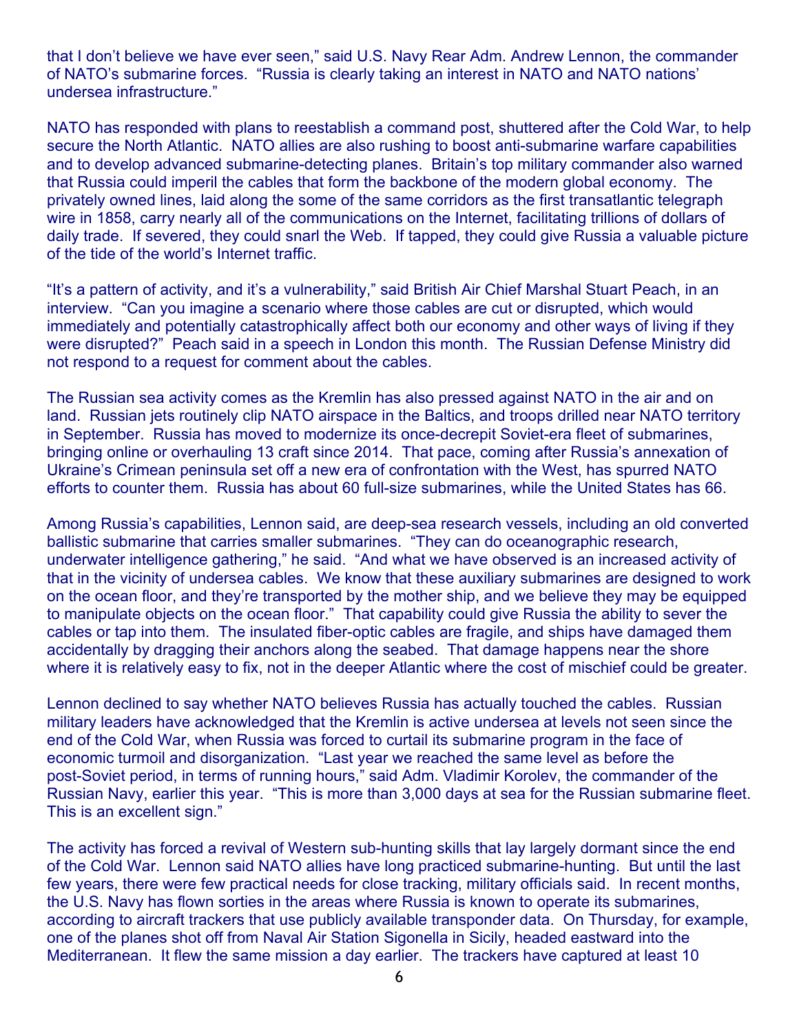that I don't believe we have ever seen," said U.S. Navy Rear Adm. Andrew Lennon, the commander of NATO's submarine forces. "Russia is clearly taking an interest in NATO and NATO nations' undersea infrastructure."

NATO has responded with plans to reestablish a command post, shuttered after the Cold War, to help secure the North Atlantic. NATO allies are also rushing to boost anti-submarine warfare capabilities and to develop advanced submarine-detecting planes. Britain's top military commander also warned that Russia could imperil the cables that form the backbone of the modern global economy. The privately owned lines, laid along the some of the same corridors as the first transatlantic telegraph wire in 1858, carry nearly all of the communications on the Internet, facilitating trillions of dollars of daily trade. If severed, they could snarl the Web. If tapped, they could give Russia a valuable picture of the tide of the world's Internet traffic.

"It's a pattern of activity, and it's a vulnerability," said British Air Chief Marshal Stuart Peach, in an interview. "Can you imagine a scenario where those cables are cut or disrupted, which would immediately and potentially catastrophically affect both our economy and other ways of living if they were disrupted?" Peach said in a speech in London this month. The Russian Defense Ministry did not respond to a request for comment about the cables.

The Russian sea activity comes as the Kremlin has also pressed against NATO in the air and on land. Russian jets routinely clip NATO airspace in the Baltics, and troops drilled near NATO territory in September. Russia has moved to modernize its once-decrepit Soviet-era fleet of submarines, bringing online or overhauling 13 craft since 2014. That pace, coming after Russia's annexation of Ukraine's Crimean peninsula set off a new era of confrontation with the West, has spurred NATO efforts to counter them. Russia has about 60 full-size submarines, while the United States has 66.

Among Russia's capabilities, Lennon said, are deep-sea research vessels, including an old converted ballistic submarine that carries smaller submarines. "They can do oceanographic research, underwater intelligence gathering," he said. "And what we have observed is an increased activity of that in the vicinity of undersea cables. We know that these auxiliary submarines are designed to work on the ocean floor, and they're transported by the mother ship, and we believe they may be equipped to manipulate objects on the ocean floor." That capability could give Russia the ability to sever the cables or tap into them. The insulated fiber-optic cables are fragile, and ships have damaged them accidentally by dragging their anchors along the seabed. That damage happens near the shore where it is relatively easy to fix, not in the deeper Atlantic where the cost of mischief could be greater.

Lennon declined to say whether NATO believes Russia has actually touched the cables. Russian military leaders have acknowledged that the Kremlin is active undersea at levels not seen since the end of the Cold War, when Russia was forced to curtail its submarine program in the face of economic turmoil and disorganization. "Last year we reached the same level as before the post-Soviet period, in terms of running hours," said Adm. Vladimir Korolev, the commander of the Russian Navy, earlier this year. "This is more than 3,000 days at sea for the Russian submarine fleet. This is an excellent sign."

The activity has forced a revival of Western sub-hunting skills that lay largely dormant since the end of the Cold War. Lennon said NATO allies have long practiced submarine-hunting. But until the last few years, there were few practical needs for close tracking, military officials said. In recent months, the U.S. Navy has flown sorties in the areas where Russia is known to operate its submarines, according to aircraft trackers that use publicly available transponder data. On Thursday, for example, one of the planes shot off from Naval Air Station Sigonella in Sicily, headed eastward into the Mediterranean. It flew the same mission a day earlier. The trackers have captured at least 10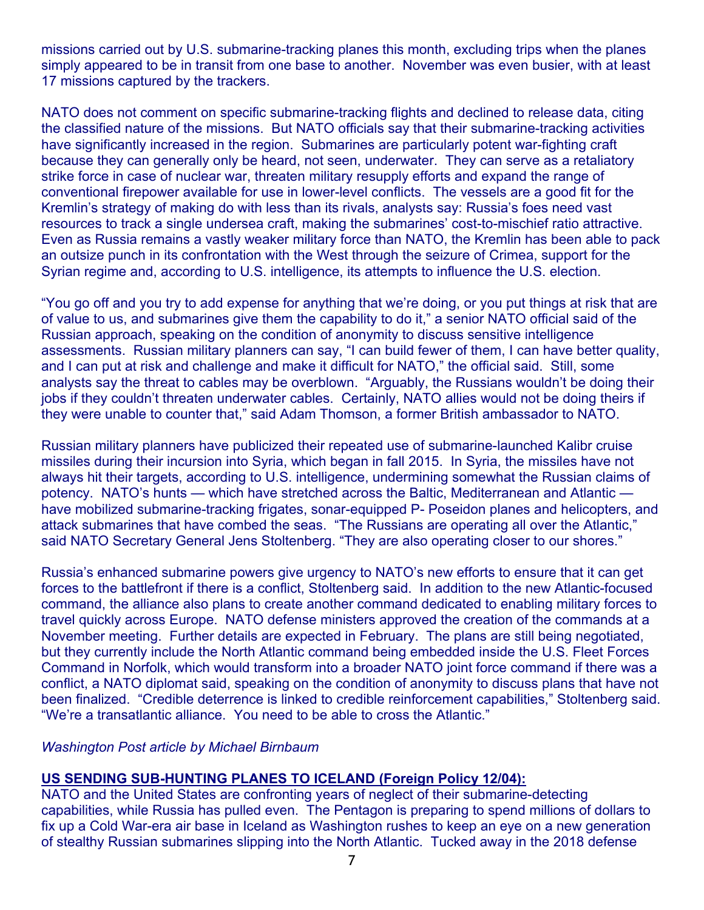missions carried out by U.S. submarine-tracking planes this month, excluding trips when the planes simply appeared to be in transit from one base to another. November was even busier, with at least 17 missions captured by the trackers.

NATO does not comment on specific submarine-tracking flights and declined to release data, citing the classified nature of the missions. But NATO officials say that their submarine-tracking activities have significantly increased in the region. Submarines are particularly potent war-fighting craft because they can generally only be heard, not seen, underwater. They can serve as a retaliatory strike force in case of nuclear war, threaten military resupply efforts and expand the range of conventional firepower available for use in lower-level conflicts. The vessels are a good fit for the Kremlin's strategy of making do with less than its rivals, analysts say: Russia's foes need vast resources to track a single undersea craft, making the submarines' cost-to-mischief ratio attractive. Even as Russia remains a vastly weaker military force than NATO, the Kremlin has been able to pack an outsize punch in its confrontation with the West through the seizure of Crimea, support for the Syrian regime and, according to U.S. intelligence, its attempts to influence the U.S. election.

"You go off and you try to add expense for anything that we're doing, or you put things at risk that are of value to us, and submarines give them the capability to do it," a senior NATO official said of the Russian approach, speaking on the condition of anonymity to discuss sensitive intelligence assessments. Russian military planners can say, "I can build fewer of them, I can have better quality, and I can put at risk and challenge and make it difficult for NATO," the official said. Still, some analysts say the threat to cables may be overblown. "Arguably, the Russians wouldn't be doing their jobs if they couldn't threaten underwater cables. Certainly, NATO allies would not be doing theirs if they were unable to counter that," said Adam Thomson, a former British ambassador to NATO.

Russian military planners have publicized their repeated use of submarine-launched Kalibr cruise missiles during their incursion into Syria, which began in fall 2015. In Syria, the missiles have not always hit their targets, according to U.S. intelligence, undermining somewhat the Russian claims of potency. NATO's hunts — which have stretched across the Baltic, Mediterranean and Atlantic — have mobilized submarine-tracking frigates, sonar-equipped P- Poseidon planes and helicopters, and attack submarines that have combed the seas. "The Russians are operating all over the Atlantic," said NATO Secretary General Jens Stoltenberg. "They are also operating closer to our shores."

Russia's enhanced submarine powers give urgency to NATO's new efforts to ensure that it can get forces to the battlefront if there is a conflict, Stoltenberg said. In addition to the new Atlantic-focused command, the alliance also plans to create another command dedicated to enabling military forces to travel quickly across Europe. NATO defense ministers approved the creation of the commands at a November meeting. Further details are expected in February. The plans are still being negotiated, but they currently include the North Atlantic command being embedded inside the U.S. Fleet Forces Command in Norfolk, which would transform into a broader NATO joint force command if there was a conflict, a NATO diplomat said, speaking on the condition of anonymity to discuss plans that have not been finalized. "Credible deterrence is linked to credible reinforcement capabilities," Stoltenberg said. "We're a transatlantic alliance. You need to be able to cross the Atlantic."

*Washington Post article by Michael Birnbaum*

**US SENDING SUB-HUNTING PLANES TO ICELAND (Foreign Policy 12/04):**

NATO and the United States are confronting years of neglect of their submarine-detecting capabilities, while Russia has pulled even. The Pentagon is preparing to spend millions of dollars to fix up a Cold War-era air base in Iceland as Washington rushes to keep an eye on a new generation of stealthy Russian submarines slipping into the North Atlantic. Tucked away in the 2018 defense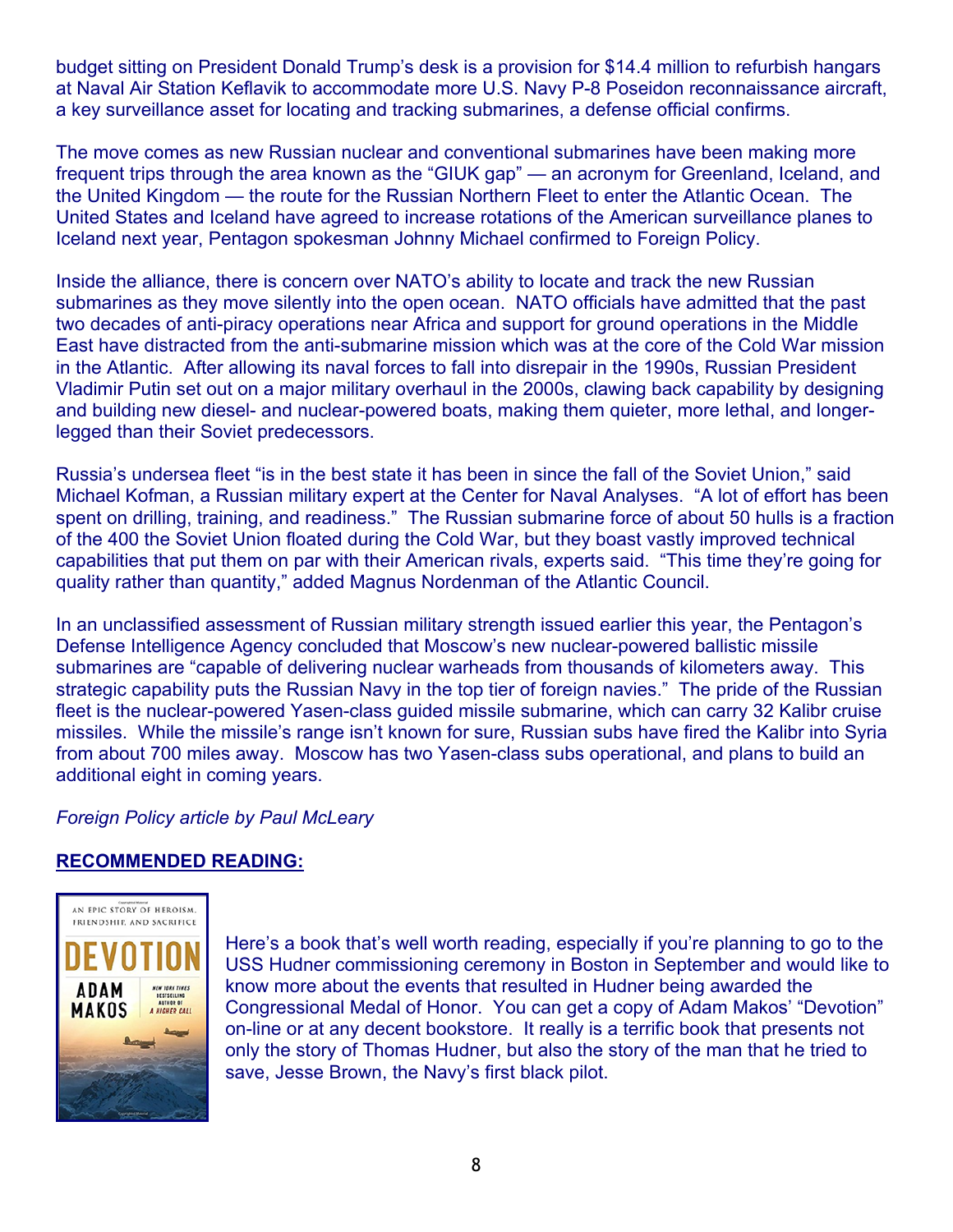budget sitting on President Donald Trump's desk is a provision for $14.4 million to refurbish hangars at Naval Air Station Keflavik to accommodate more U.S. Navy P-8 Poseidon reconnaissance aircraft, a key surveillance asset for locating and tracking submarines, a defense official confirms.

The move comes as new Russian nuclear and conventional submarines have been making more frequent trips through the area known as the "GIUK gap" — an acronym for Greenland, Iceland, and the United Kingdom — the route for the Russian Northern Fleet to enter the Atlantic Ocean. The United States and Iceland have agreed to increase rotations of the American surveillance planes to Iceland next year, Pentagon spokesman Johnny Michael confirmed to Foreign Policy.

Inside the alliance, there is concern over NATO's ability to locate and track the new Russian submarines as they move silently into the open ocean. NATO officials have admitted that the past two decades of anti-piracy operations near Africa and support for ground operations in the Middle East have distracted from the anti-submarine mission which was at the core of the Cold War mission in the Atlantic. After allowing its naval forces to fall into disrepair in the 1990s, Russian President Vladimir Putin set out on a major military overhaul in the 2000s, clawing back capability by designing and building new diesel- and nuclear-powered boats, making them quieter, more lethal, and longer-legged than their Soviet predecessors.

Russia's undersea fleet "is in the best state it has been in since the fall of the Soviet Union," said Michael Kofman, a Russian military expert at the Center for Naval Analyses. "A lot of effort has been spent on drilling, training, and readiness." The Russian submarine force of about 50 hulls is a fraction of the 400 the Soviet Union floated during the Cold War, but they boast vastly improved technical capabilities that put them on par with their American rivals, experts said. "This time they're going for quality rather than quantity," added Magnus Nordenman of the Atlantic Council.

In an unclassified assessment of Russian military strength issued earlier this year, the Pentagon's Defense Intelligence Agency concluded that Moscow's new nuclear-powered ballistic missile submarines are "capable of delivering nuclear warheads from thousands of kilometers away. This strategic capability puts the Russian Navy in the top tier of foreign navies." The pride of the Russian fleet is the nuclear-powered Yasen-class guided missile submarine, which can carry 32 Kalibr cruise missiles. While the missile's range isn't known for sure, Russian subs have fired the Kalibr into Syria from about 700 miles away. Moscow has two Yasen-class subs operational, and plans to build an additional eight in coming years.

*Foreign Policy article by Paul McLeary*

**RECOMMENDED READING:**

Here's a book that's well worth reading, especially if you're planning to go to the USS Hudner commissioning ceremony in Boston in September and would like to know more about the events that resulted in Hudner being awarded the Congressional Medal of Honor. You can get a copy of Adam Makos' "Devotion" on-line or at any decent bookstore. It really is a terrific book that presents not only the story of Thomas Hudner, but also the story of the man that he tried to save, Jesse Brown, the Navy's first black pilot.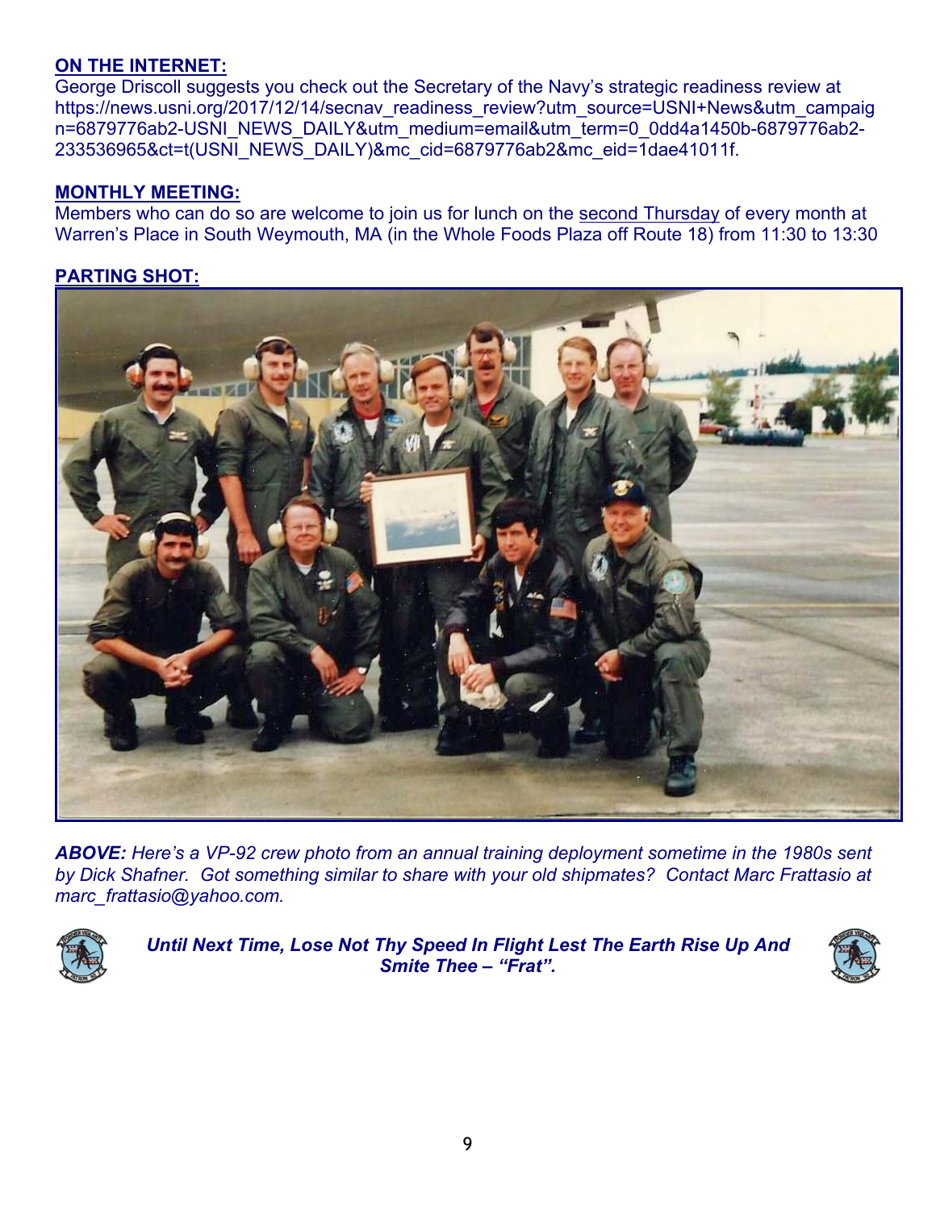**ON THE INTERNET:**

George Driscoll suggests you check out the Secretary of the Navy's strategic readiness review at https://news.usni.org/2017/12/14/secnav_readiness_review?utm_source=USNI+News&utm_campaign=6879776ab2-USNI_NEWS_DAILY&utm_medium=email&utm_term=0_0dd4a1450b-6879776ab2-233536965&ct=t(USNI_NEWS_DAILY)&mc_cid=6879776ab2&mc_eid=1dae41011f.

**MONTHLY MEETING:**

Members who can do so are welcome to join us for lunch on the second Thursday of every month at Warren's Place in South Weymouth, MA (in the Whole Foods Plaza off Route 18) from 11:30 to 13:30

**PARTING SHOT:**

***ABOVE:*** *Here's a VP-92 crew photo from an annual training deployment sometime in the 1980s sent by Dick Shafner. Got something similar to share with your old shipmates? Contact Marc Frattasio at marc_frattasio@yahoo.com.*

***Until Next Time, Lose Not Thy Speed In Flight Lest The Earth Rise Up And Smite Thee – "Frat".***